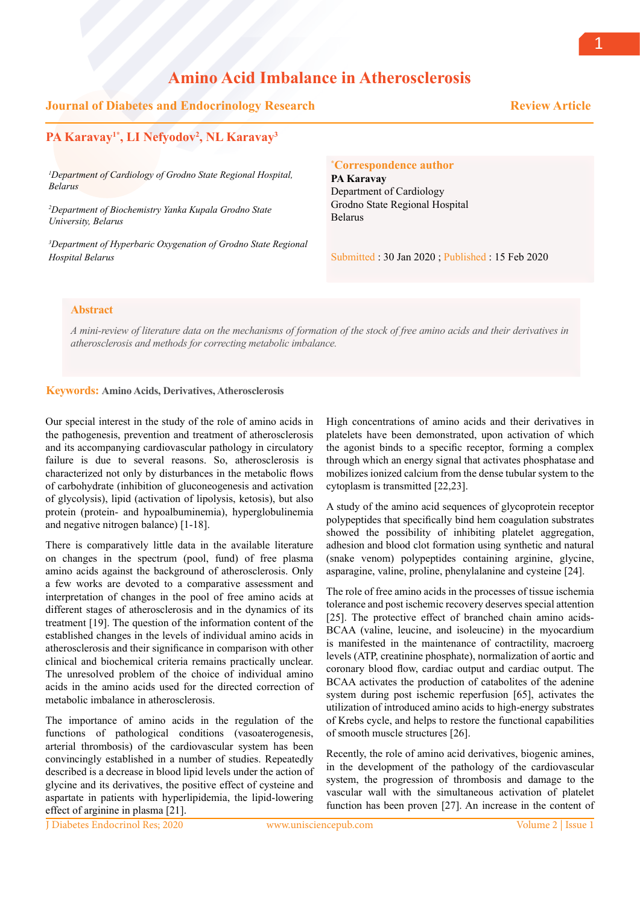# Amino Acid Imbalance in Atherosclerosis

**Journal of Diabetes and Endocrinology Research** — **Review Article**

**PA Karavay[1*], LI Nefyodov[2], NL Karavay[3]**

[1]*Department of Cardiology of Grodno State Regional Hospital, Belarus*

[2]*Department of Biochemistry Yanka Kupala Grodno State University, Belarus*

[3]*Department of Hyperbaric Oxygenation of Grodno State Regional Hospital Belarus*

**\*Correspondence author**
**PA Karavay**
Department of Cardiology
Grodno State Regional Hospital
Belarus

Submitted : 30 Jan 2020 ; Published : 15 Feb 2020

## Abstract

*A mini-review of literature data on the mechanisms of formation of the stock of free amino acids and their derivatives in atherosclerosis and methods for correcting metabolic imbalance.*

**Keywords:** **Amino Acids, Derivatives, Atherosclerosis**

Our special interest in the study of the role of amino acids in the pathogenesis, prevention and treatment of atherosclerosis and its accompanying cardiovascular pathology in circulatory failure is due to several reasons. So, atherosclerosis is characterized not only by disturbances in the metabolic flows of carbohydrate (inhibition of gluconeogenesis and activation of glycolysis), lipid (activation of lipolysis, ketosis), but also protein (protein- and hypoalbuminemia), hyperglobulinemia and negative nitrogen balance) [1-18].

There is comparatively little data in the available literature on changes in the spectrum (pool, fund) of free plasma amino acids against the background of atherosclerosis. Only a few works are devoted to a comparative assessment and interpretation of changes in the pool of free amino acids at different stages of atherosclerosis and in the dynamics of its treatment [19]. The question of the information content of the established changes in the levels of individual amino acids in atherosclerosis and their significance in comparison with other clinical and biochemical criteria remains practically unclear. The unresolved problem of the choice of individual amino acids in the amino acids used for the directed correction of metabolic imbalance in atherosclerosis.

The importance of amino acids in the regulation of the functions of pathological conditions (vasoaterogenesis, arterial thrombosis) of the cardiovascular system has been convincingly established in a number of studies. Repeatedly described is a decrease in blood lipid levels under the action of glycine and its derivatives, the positive effect of cysteine and aspartate in patients with hyperlipidemia, the lipid-lowering effect of arginine in plasma [21].

High concentrations of amino acids and their derivatives in platelets have been demonstrated, upon activation of which the agonist binds to a specific receptor, forming a complex through which an energy signal that activates phosphatase and mobilizes ionized calcium from the dense tubular system to the cytoplasm is transmitted [22,23].

A study of the amino acid sequences of glycoprotein receptor polypeptides that specifically bind hem coagulation substrates showed the possibility of inhibiting platelet aggregation, adhesion and blood clot formation using synthetic and natural (snake venom) polypeptides containing arginine, glycine, asparagine, valine, proline, phenylalanine and cysteine [24].

The role of free amino acids in the processes of tissue ischemia tolerance and post ischemic recovery deserves special attention [25]. The protective effect of branched chain amino acids-BCAA (valine, leucine, and isoleucine) in the myocardium is manifested in the maintenance of contractility, macroerg levels (ATP, creatinine phosphate), normalization of aortic and coronary blood flow, cardiac output and cardiac output. The BCAA activates the production of catabolites of the adenine system during post ischemic reperfusion [65], activates the utilization of introduced amino acids to high-energy substrates of Krebs cycle, and helps to restore the functional capabilities of smooth muscle structures [26].

Recently, the role of amino acid derivatives, biogenic amines, in the development of the pathology of the cardiovascular system, the progression of thrombosis and damage to the vascular wall with the simultaneous activation of platelet function has been proven [27]. An increase in the content of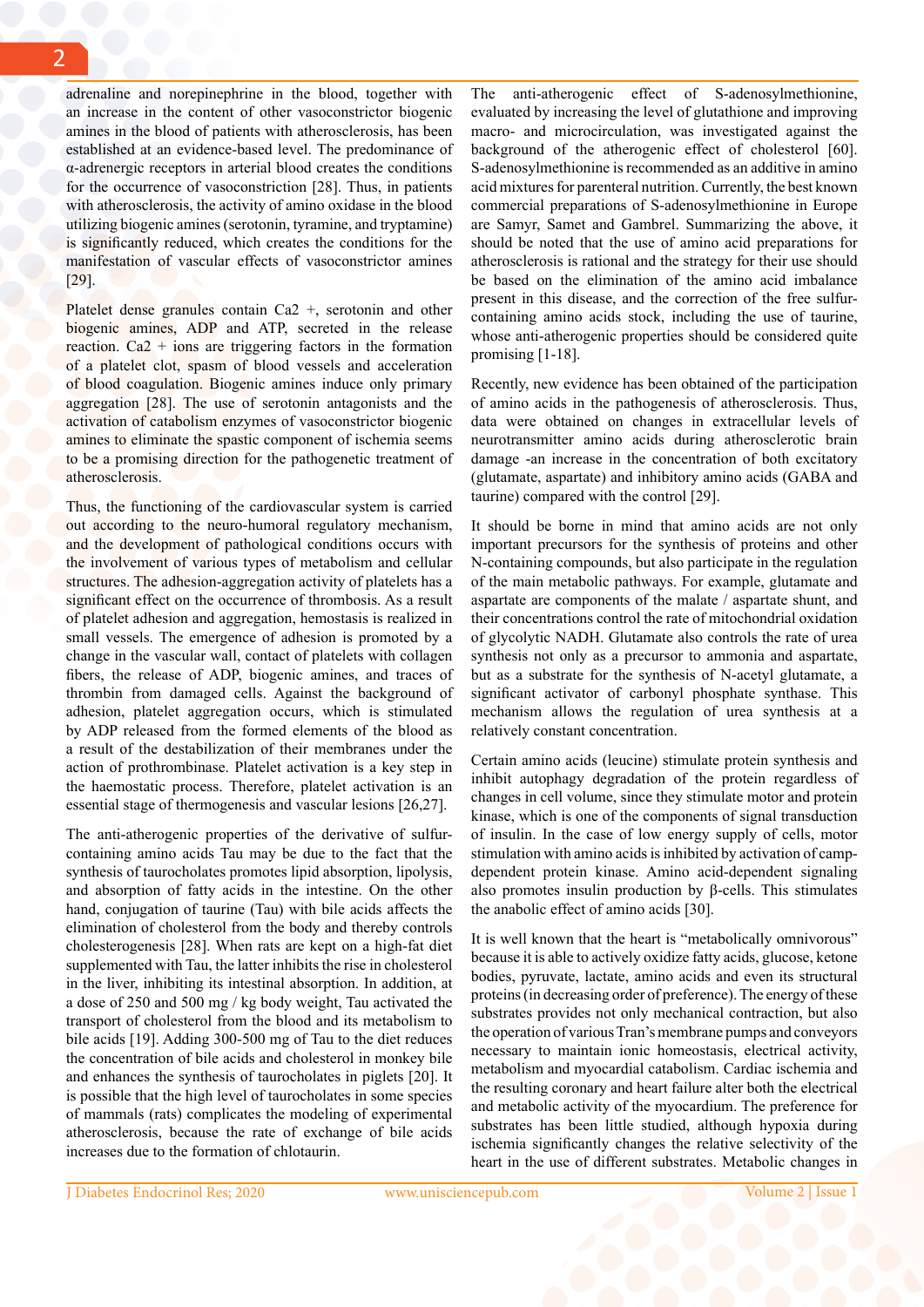adrenaline and norepinephrine in the blood, together with an increase in the content of other vasoconstrictor biogenic amines in the blood of patients with atherosclerosis, has been established at an evidence-based level. The predominance of α-adrenergic receptors in arterial blood creates the conditions for the occurrence of vasoconstriction [28]. Thus, in patients with atherosclerosis, the activity of amino oxidase in the blood utilizing biogenic amines (serotonin, tyramine, and tryptamine) is significantly reduced, which creates the conditions for the manifestation of vascular effects of vasoconstrictor amines [29].

Platelet dense granules contain Ca2 +, serotonin and other biogenic amines, ADP and ATP, secreted in the release reaction. Ca2 + ions are triggering factors in the formation of a platelet clot, spasm of blood vessels and acceleration of blood coagulation. Biogenic amines induce only primary aggregation [28]. The use of serotonin antagonists and the activation of catabolism enzymes of vasoconstrictor biogenic amines to eliminate the spastic component of ischemia seems to be a promising direction for the pathogenetic treatment of atherosclerosis.

Thus, the functioning of the cardiovascular system is carried out according to the neuro-humoral regulatory mechanism, and the development of pathological conditions occurs with the involvement of various types of metabolism and cellular structures. The adhesion-aggregation activity of platelets has a significant effect on the occurrence of thrombosis. As a result of platelet adhesion and aggregation, hemostasis is realized in small vessels. The emergence of adhesion is promoted by a change in the vascular wall, contact of platelets with collagen fibers, the release of ADP, biogenic amines, and traces of thrombin from damaged cells. Against the background of adhesion, platelet aggregation occurs, which is stimulated by ADP released from the formed elements of the blood as a result of the destabilization of their membranes under the action of prothrombinase. Platelet activation is a key step in the haemostatic process. Therefore, platelet activation is an essential stage of thermogenesis and vascular lesions [26,27].

The anti-atherogenic properties of the derivative of sulfur-containing amino acids Tau may be due to the fact that the synthesis of taurocholates promotes lipid absorption, lipolysis, and absorption of fatty acids in the intestine. On the other hand, conjugation of taurine (Tau) with bile acids affects the elimination of cholesterol from the body and thereby controls cholesterogenesis [28]. When rats are kept on a high-fat diet supplemented with Tau, the latter inhibits the rise in cholesterol in the liver, inhibiting its intestinal absorption. In addition, at a dose of 250 and 500 mg / kg body weight, Tau activated the transport of cholesterol from the blood and its metabolism to bile acids [19]. Adding 300-500 mg of Tau to the diet reduces the concentration of bile acids and cholesterol in monkey bile and enhances the synthesis of taurocholates in piglets [20]. It is possible that the high level of taurocholates in some species of mammals (rats) complicates the modeling of experimental atherosclerosis, because the rate of exchange of bile acids increases due to the formation of chlotaurin.

The anti-atherogenic effect of S-adenosylmethionine, evaluated by increasing the level of glutathione and improving macro- and microcirculation, was investigated against the background of the atherogenic effect of cholesterol [60]. S-adenosylmethionine is recommended as an additive in amino acid mixtures for parenteral nutrition. Currently, the best known commercial preparations of S-adenosylmethionine in Europe are Samyr, Samet and Gambrel. Summarizing the above, it should be noted that the use of amino acid preparations for atherosclerosis is rational and the strategy for their use should be based on the elimination of the amino acid imbalance present in this disease, and the correction of the free sulfur-containing amino acids stock, including the use of taurine, whose anti-atherogenic properties should be considered quite promising [1-18].

Recently, new evidence has been obtained of the participation of amino acids in the pathogenesis of atherosclerosis. Thus, data were obtained on changes in extracellular levels of neurotransmitter amino acids during atherosclerotic brain damage -an increase in the concentration of both excitatory (glutamate, aspartate) and inhibitory amino acids (GABA and taurine) compared with the control [29].

It should be borne in mind that amino acids are not only important precursors for the synthesis of proteins and other N-containing compounds, but also participate in the regulation of the main metabolic pathways. For example, glutamate and aspartate are components of the malate / aspartate shunt, and their concentrations control the rate of mitochondrial oxidation of glycolytic NADH. Glutamate also controls the rate of urea synthesis not only as a precursor to ammonia and aspartate, but as a substrate for the synthesis of N-acetyl glutamate, a significant activator of carbonyl phosphate synthase. This mechanism allows the regulation of urea synthesis at a relatively constant concentration.

Certain amino acids (leucine) stimulate protein synthesis and inhibit autophagy degradation of the protein regardless of changes in cell volume, since they stimulate motor and protein kinase, which is one of the components of signal transduction of insulin. In the case of low energy supply of cells, motor stimulation with amino acids is inhibited by activation of camp-dependent protein kinase. Amino acid-dependent signaling also promotes insulin production by β-cells. This stimulates the anabolic effect of amino acids [30].

It is well known that the heart is "metabolically omnivorous" because it is able to actively oxidize fatty acids, glucose, ketone bodies, pyruvate, lactate, amino acids and even its structural proteins (in decreasing order of preference). The energy of these substrates provides not only mechanical contraction, but also the operation of various Tran's membrane pumps and conveyors necessary to maintain ionic homeostasis, electrical activity, metabolism and myocardial catabolism. Cardiac ischemia and the resulting coronary and heart failure alter both the electrical and metabolic activity of the myocardium. The preference for substrates has been little studied, although hypoxia during ischemia significantly changes the relative selectivity of the heart in the use of different substrates. Metabolic changes in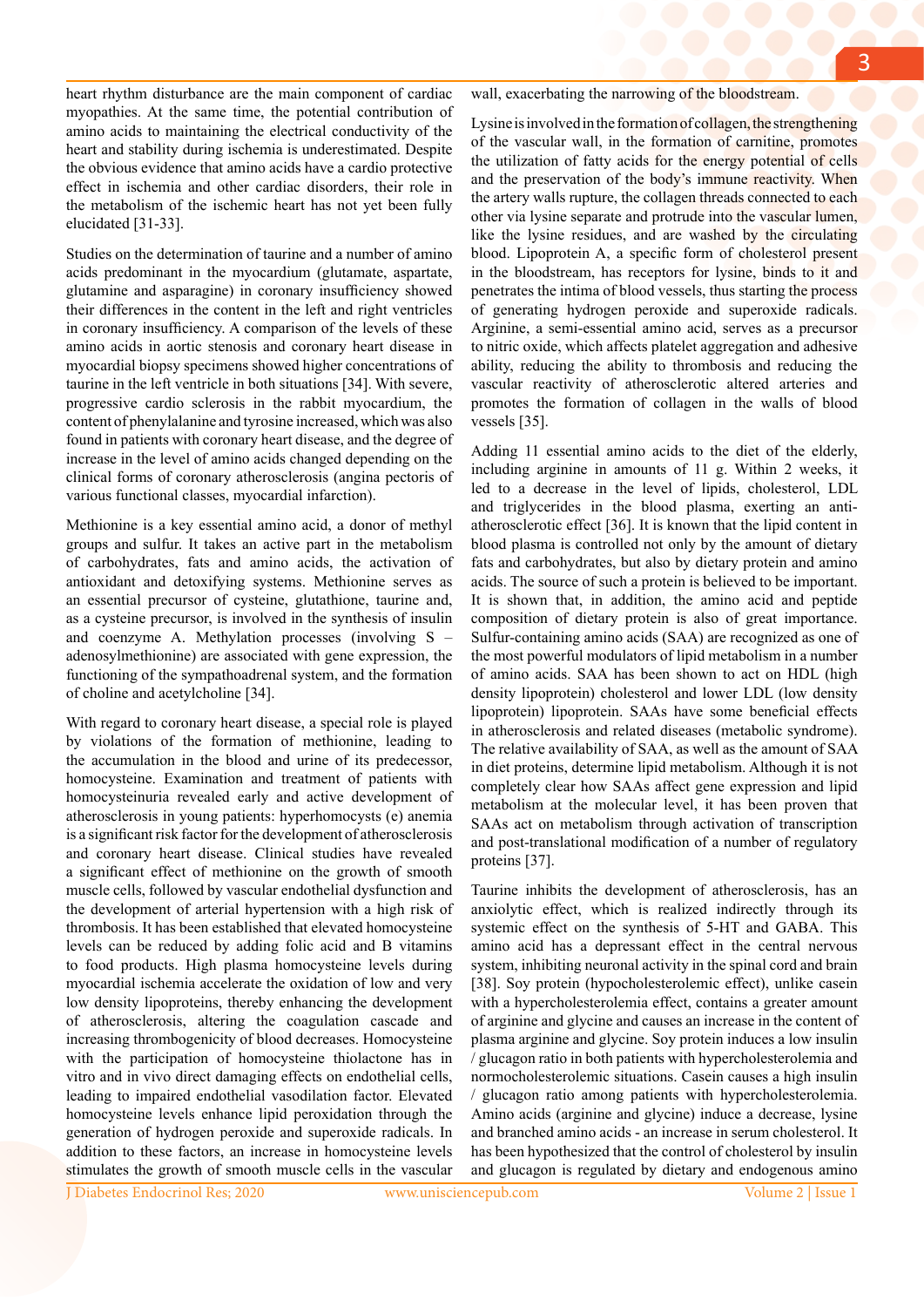heart rhythm disturbance are the main component of cardiac myopathies. At the same time, the potential contribution of amino acids to maintaining the electrical conductivity of the heart and stability during ischemia is underestimated. Despite the obvious evidence that amino acids have a cardio protective effect in ischemia and other cardiac disorders, their role in the metabolism of the ischemic heart has not yet been fully elucidated [31-33].

Studies on the determination of taurine and a number of amino acids predominant in the myocardium (glutamate, aspartate, glutamine and asparagine) in coronary insufficiency showed their differences in the content in the left and right ventricles in coronary insufficiency. A comparison of the levels of these amino acids in aortic stenosis and coronary heart disease in myocardial biopsy specimens showed higher concentrations of taurine in the left ventricle in both situations [34]. With severe, progressive cardio sclerosis in the rabbit myocardium, the content of phenylalanine and tyrosine increased, which was also found in patients with coronary heart disease, and the degree of increase in the level of amino acids changed depending on the clinical forms of coronary atherosclerosis (angina pectoris of various functional classes, myocardial infarction).

Methionine is a key essential amino acid, a donor of methyl groups and sulfur. It takes an active part in the metabolism of carbohydrates, fats and amino acids, the activation of antioxidant and detoxifying systems. Methionine serves as an essential precursor of cysteine, glutathione, taurine and, as a cysteine precursor, is involved in the synthesis of insulin and coenzyme A. Methylation processes (involving S – adenosylmethionine) are associated with gene expression, the functioning of the sympathoadrenal system, and the formation of choline and acetylcholine [34].

With regard to coronary heart disease, a special role is played by violations of the formation of methionine, leading to the accumulation in the blood and urine of its predecessor, homocysteine. Examination and treatment of patients with homocysteinuria revealed early and active development of atherosclerosis in young patients: hyperhomocysts (e) anemia is a significant risk factor for the development of atherosclerosis and coronary heart disease. Clinical studies have revealed a significant effect of methionine on the growth of smooth muscle cells, followed by vascular endothelial dysfunction and the development of arterial hypertension with a high risk of thrombosis. It has been established that elevated homocysteine levels can be reduced by adding folic acid and B vitamins to food products. High plasma homocysteine levels during myocardial ischemia accelerate the oxidation of low and very low density lipoproteins, thereby enhancing the development of atherosclerosis, altering the coagulation cascade and increasing thrombogenicity of blood decreases. Homocysteine with the participation of homocysteine thiolactone has in vitro and in vivo direct damaging effects on endothelial cells, leading to impaired endothelial vasodilation factor. Elevated homocysteine levels enhance lipid peroxidation through the generation of hydrogen peroxide and superoxide radicals. In addition to these factors, an increase in homocysteine levels stimulates the growth of smooth muscle cells in the vascular wall, exacerbating the narrowing of the bloodstream.

Lysine is involved in the formation of collagen, the strengthening of the vascular wall, in the formation of carnitine, promotes the utilization of fatty acids for the energy potential of cells and the preservation of the body's immune reactivity. When the artery walls rupture, the collagen threads connected to each other via lysine separate and protrude into the vascular lumen, like the lysine residues, and are washed by the circulating blood. Lipoprotein A, a specific form of cholesterol present in the bloodstream, has receptors for lysine, binds to it and penetrates the intima of blood vessels, thus starting the process of generating hydrogen peroxide and superoxide radicals. Arginine, a semi-essential amino acid, serves as a precursor to nitric oxide, which affects platelet aggregation and adhesive ability, reducing the ability to thrombosis and reducing the vascular reactivity of atherosclerotic altered arteries and promotes the formation of collagen in the walls of blood vessels [35].

Adding 11 essential amino acids to the diet of the elderly, including arginine in amounts of 11 g. Within 2 weeks, it led to a decrease in the level of lipids, cholesterol, LDL and triglycerides in the blood plasma, exerting an anti-atherosclerotic effect [36]. It is known that the lipid content in blood plasma is controlled not only by the amount of dietary fats and carbohydrates, but also by dietary protein and amino acids. The source of such a protein is believed to be important. It is shown that, in addition, the amino acid and peptide composition of dietary protein is also of great importance. Sulfur-containing amino acids (SAA) are recognized as one of the most powerful modulators of lipid metabolism in a number of amino acids. SAA has been shown to act on HDL (high density lipoprotein) cholesterol and lower LDL (low density lipoprotein) lipoprotein. SAAs have some beneficial effects in atherosclerosis and related diseases (metabolic syndrome). The relative availability of SAA, as well as the amount of SAA in diet proteins, determine lipid metabolism. Although it is not completely clear how SAAs affect gene expression and lipid metabolism at the molecular level, it has been proven that SAAs act on metabolism through activation of transcription and post-translational modification of a number of regulatory proteins [37].

Taurine inhibits the development of atherosclerosis, has an anxiolytic effect, which is realized indirectly through its systemic effect on the synthesis of 5-HT and GABA. This amino acid has a depressant effect in the central nervous system, inhibiting neuronal activity in the spinal cord and brain [38]. Soy protein (hypocholesterolemic effect), unlike casein with a hypercholesterolemia effect, contains a greater amount of arginine and glycine and causes an increase in the content of plasma arginine and glycine. Soy protein induces a low insulin / glucagon ratio in both patients with hypercholesterolemia and normocholesterolemic situations. Casein causes a high insulin / glucagon ratio among patients with hypercholesterolemia. Amino acids (arginine and glycine) induce a decrease, lysine and branched amino acids - an increase in serum cholesterol. It has been hypothesized that the control of cholesterol by insulin and glucagon is regulated by dietary and endogenous amino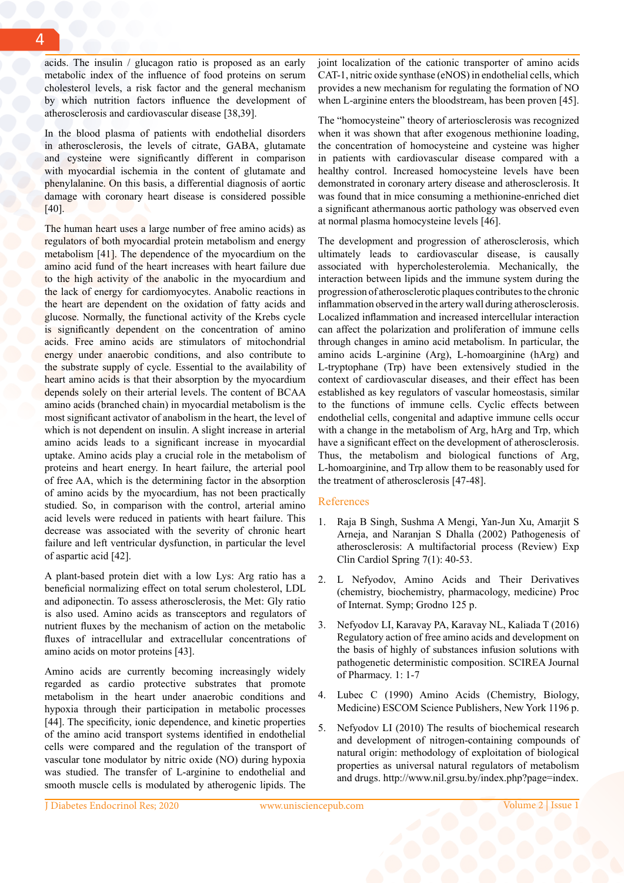acids. The insulin / glucagon ratio is proposed as an early metabolic index of the influence of food proteins on serum cholesterol levels, a risk factor and the general mechanism by which nutrition factors influence the development of atherosclerosis and cardiovascular disease [38,39].

In the blood plasma of patients with endothelial disorders in atherosclerosis, the levels of citrate, GABA, glutamate and cysteine were significantly different in comparison with myocardial ischemia in the content of glutamate and phenylalanine. On this basis, a differential diagnosis of aortic damage with coronary heart disease is considered possible [40].

The human heart uses a large number of free amino acids) as regulators of both myocardial protein metabolism and energy metabolism [41]. The dependence of the myocardium on the amino acid fund of the heart increases with heart failure due to the high activity of the anabolic in the myocardium and the lack of energy for cardiomyocytes. Anabolic reactions in the heart are dependent on the oxidation of fatty acids and glucose. Normally, the functional activity of the Krebs cycle is significantly dependent on the concentration of amino acids. Free amino acids are stimulators of mitochondrial energy under anaerobic conditions, and also contribute to the substrate supply of cycle. Essential to the availability of heart amino acids is that their absorption by the myocardium depends solely on their arterial levels. The content of BCAA amino acids (branched chain) in myocardial metabolism is the most significant activator of anabolism in the heart, the level of which is not dependent on insulin. A slight increase in arterial amino acids leads to a significant increase in myocardial uptake. Amino acids play a crucial role in the metabolism of proteins and heart energy. In heart failure, the arterial pool of free AA, which is the determining factor in the absorption of amino acids by the myocardium, has not been practically studied. So, in comparison with the control, arterial amino acid levels were reduced in patients with heart failure. This decrease was associated with the severity of chronic heart failure and left ventricular dysfunction, in particular the level of aspartic acid [42].

A plant-based protein diet with a low Lys: Arg ratio has a beneficial normalizing effect on total serum cholesterol, LDL and adiponectin. To assess atherosclerosis, the Met: Gly ratio is also used. Amino acids as transceptors and regulators of nutrient fluxes by the mechanism of action on the metabolic fluxes of intracellular and extracellular concentrations of amino acids on motor proteins [43].

Amino acids are currently becoming increasingly widely regarded as cardio protective substrates that promote metabolism in the heart under anaerobic conditions and hypoxia through their participation in metabolic processes [44]. The specificity, ionic dependence, and kinetic properties of the amino acid transport systems identified in endothelial cells were compared and the regulation of the transport of vascular tone modulator by nitric oxide (NO) during hypoxia was studied. The transfer of L-arginine to endothelial and smooth muscle cells is modulated by atherogenic lipids. The joint localization of the cationic transporter of amino acids CAT-1, nitric oxide synthase (eNOS) in endothelial cells, which provides a new mechanism for regulating the formation of NO when L-arginine enters the bloodstream, has been proven [45].

The "homocysteine" theory of arteriosclerosis was recognized when it was shown that after exogenous methionine loading, the concentration of homocysteine and cysteine was higher in patients with cardiovascular disease compared with a healthy control. Increased homocysteine levels have been demonstrated in coronary artery disease and atherosclerosis. It was found that in mice consuming a methionine-enriched diet a significant athermanous aortic pathology was observed even at normal plasma homocysteine levels [46].

The development and progression of atherosclerosis, which ultimately leads to cardiovascular disease, is causally associated with hypercholesterolemia. Mechanically, the interaction between lipids and the immune system during the progression of atherosclerotic plaques contributes to the chronic inflammation observed in the artery wall during atherosclerosis. Localized inflammation and increased intercellular interaction can affect the polarization and proliferation of immune cells through changes in amino acid metabolism. In particular, the amino acids L-arginine (Arg), L-homoarginine (hArg) and L-tryptophane (Trp) have been extensively studied in the context of cardiovascular diseases, and their effect has been established as key regulators of vascular homeostasis, similar to the functions of immune cells. Cyclic effects between endothelial cells, congenital and adaptive immune cells occur with a change in the metabolism of Arg, hArg and Trp, which have a significant effect on the development of atherosclerosis. Thus, the metabolism and biological functions of Arg, L-homoarginine, and Trp allow them to be reasonably used for the treatment of atherosclerosis [47-48].

## References

1. Raja B Singh, Sushma A Mengi, Yan-Jun Xu, Amarjit S Arneja, and Naranjan S Dhalla (2002) Pathogenesis of atherosclerosis: A multifactorial process (Review) Exp Clin Cardiol Spring 7(1): 40-53.

2. L Nefyodov, Amino Acids and Their Derivatives (chemistry, biochemistry, pharmacology, medicine) Proc of Internat. Symp; Grodno 125 p.

3. Nefyodov LI, Karavay PA, Karavay NL, Kaliada T (2016) Regulatory action of free amino acids and development on the basis of highly of substances infusion solutions with pathogenetic deterministic composition. SCIREA Journal of Pharmacy. 1: 1-7

4. Lubec C (1990) Amino Acids (Chemistry, Biology, Medicine) ESCOM Science Publishers, New York 1196 p.

5. Nefyodov LI (2010) The results of biochemical research and development of nitrogen-containing compounds of natural origin: methodology of exploitation of biological properties as universal natural regulators of metabolism and drugs. http://www.nil.grsu.by/index.php?page=index.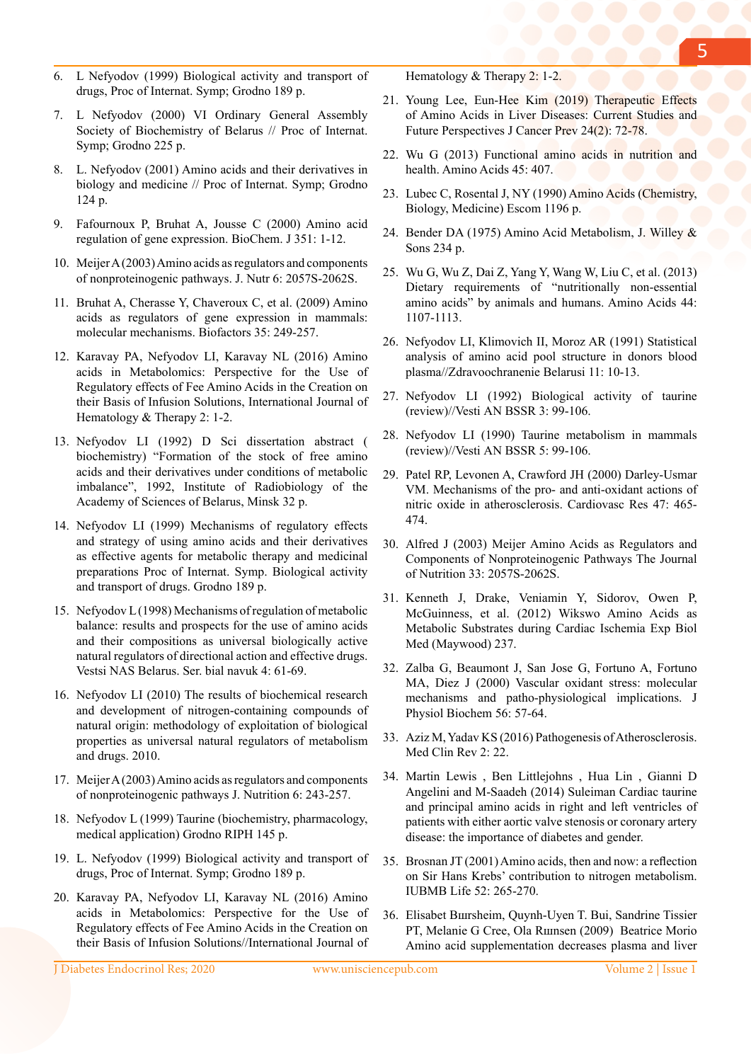6. L Nefyodov (1999) Biological activity and transport of drugs, Proc of Internat. Symp; Grodno 189 p.

7. L Nefyodov (2000) VI Ordinary General Assembly Society of Biochemistry of Belarus // Proc of Internat. Symp; Grodno 225 p.

8. L. Nefyodov (2001) Amino acids and their derivatives in biology and medicine // Proc of Internat. Symp; Grodno 124 p.

9. Fafournoux P, Bruhat A, Jousse C (2000) Amino acid regulation of gene expression. BioChem. J 351: 1-12.

10. Meijer A (2003) Amino acids as regulators and components of nonproteinogenic pathways. J. Nutr 6: 2057S-2062S.

11. Bruhat A, Cherasse Y, Chaveroux C, et al. (2009) Amino acids as regulators of gene expression in mammals: molecular mechanisms. Biofactors 35: 249-257.

12. Karavay PA, Nefyodov LI, Karavay NL (2016) Amino acids in Metabolomics: Perspective for the Use of Regulatory effects of Fee Amino Acids in the Creation on their Basis of Infusion Solutions, International Journal of Hematology & Therapy 2: 1-2.

13. Nefyodov LI (1992) D Sci dissertation abstract ( biochemistry) "Formation of the stock of free amino acids and their derivatives under conditions of metabolic imbalance", 1992, Institute of Radiobiology of the Academy of Sciences of Belarus, Minsk 32 p.

14. Nefyodov LI (1999) Mechanisms of regulatory effects and strategy of using amino acids and their derivatives as effective agents for metabolic therapy and medicinal preparations Proc of Internat. Symp. Biological activity and transport of drugs. Grodno 189 p.

15. Nefyodov L (1998) Mechanisms of regulation of metabolic balance: results and prospects for the use of amino acids and their compositions as universal biologically active natural regulators of directional action and effective drugs. Vestsi NAS Belarus. Ser. bial navuk 4: 61-69.

16. Nefyodov LI (2010) The results of biochemical research and development of nitrogen-containing compounds of natural origin: methodology of exploitation of biological properties as universal natural regulators of metabolism and drugs. 2010.

17. Meijer A (2003) Amino acids as regulators and components of nonproteinogenic pathways J. Nutrition 6: 243-257.

18. Nefyodov L (1999) Taurine (biochemistry, pharmacology, medical application) Grodno RIPH 145 p.

19. L. Nefyodov (1999) Biological activity and transport of drugs, Proc of Internat. Symp; Grodno 189 p.

20. Karavay PA, Nefyodov LI, Karavay NL (2016) Amino acids in Metabolomics: Perspective for the Use of Regulatory effects of Fee Amino Acids in the Creation on their Basis of Infusion Solutions//International Journal of Hematology & Therapy 2: 1-2.

21. Young Lee, Eun-Hee Kim (2019) Therapeutic Effects of Amino Acids in Liver Diseases: Current Studies and Future Perspectives J Cancer Prev 24(2): 72-78.

22. Wu G (2013) Functional amino acids in nutrition and health. Amino Acids 45: 407.

23. Lubec C, Rosental J, NY (1990) Amino Acids (Chemistry, Biology, Medicine) Escom 1196 p.

24. Bender DA (1975) Amino Acid Metabolism, J. Willey & Sons 234 p.

25. Wu G, Wu Z, Dai Z, Yang Y, Wang W, Liu C, et al. (2013) Dietary requirements of "nutritionally non-essential amino acids" by animals and humans. Amino Acids 44: 1107-1113.

26. Nefyodov LI, Klimovich II, Moroz AR (1991) Statistical analysis of amino acid pool structure in donors blood plasma//Zdravoochranenie Belarusi 11: 10-13.

27. Nefyodov LI (1992) Biological activity of taurine (review)//Vesti AN BSSR 3: 99-106.

28. Nefyodov LI (1990) Taurine metabolism in mammals (review)//Vesti AN BSSR 5: 99-106.

29. Patel RP, Levonen A, Crawford JH (2000) Darley-Usmar VM. Mechanisms of the pro- and anti-oxidant actions of nitric oxide in atherosclerosis. Cardiovasc Res 47: 465-474.

30. Alfred J (2003) Meijer Amino Acids as Regulators and Components of Nonproteinogenic Pathways The Journal of Nutrition 33: 2057S-2062S.

31. Kenneth J, Drake, Veniamin Y, Sidorov, Owen P, McGuinness, et al. (2012) Wikswo Amino Acids as Metabolic Substrates during Cardiac Ischemia Exp Biol Med (Maywood) 237.

32. Zalba G, Beaumont J, San Jose G, Fortuno A, Fortuno MA, Diez J (2000) Vascular oxidant stress: molecular mechanisms and patho-physiological implications. J Physiol Biochem 56: 57-64.

33. Aziz M, Yadav KS (2016) Pathogenesis of Atherosclerosis. Med Clin Rev 2: 22.

34. Martin Lewis , Ben Littlejohns , Hua Lin , Gianni D Angelini and M-Saadeh (2014) Suleiman Cardiac taurine and principal amino acids in right and left ventricles of patients with either aortic valve stenosis or coronary artery disease: the importance of diabetes and gender.

35. Brosnan JT (2001) Amino acids, then and now: a reflection on Sir Hans Krebs' contribution to nitrogen metabolism. IUBMB Life 52: 265-270.

36. Elisabet Bırrsheim, Quynh-Uyen T. Bui, Sandrine Tissier PT, Melanie G Cree, Ola Rımnsen (2009) Beatrice Morio Amino acid supplementation decreases plasma and liver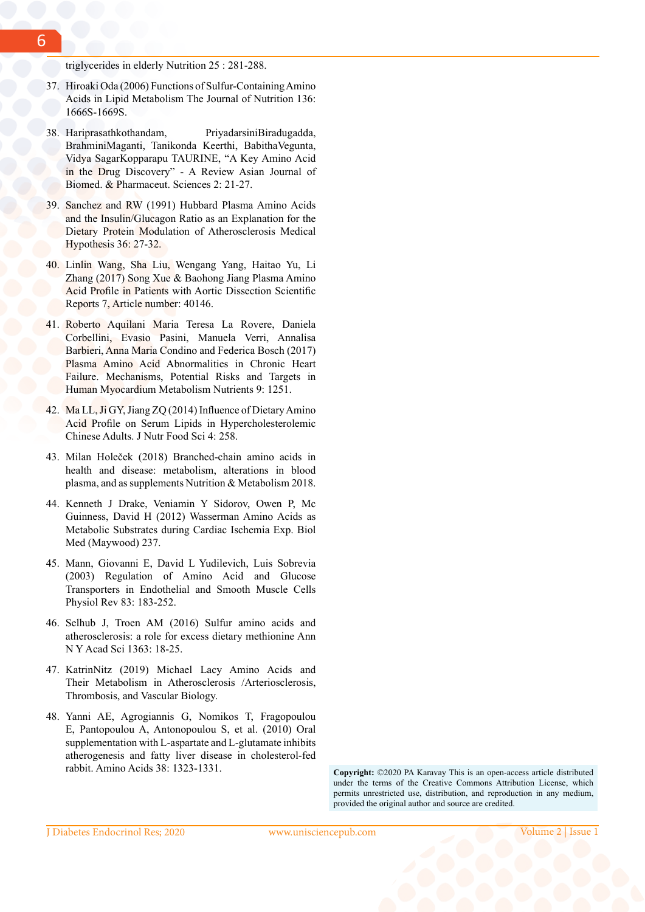triglycerides in elderly Nutrition 25 : 281-288.

37. Hiroaki Oda (2006) Functions of Sulfur-Containing Amino Acids in Lipid Metabolism The Journal of Nutrition 136: 1666S-1669S.

38. Hariprasathkothandam, PriyadarsiniBiradugadda, BrahminiMaganti, Tanikonda Keerthi, BabithaVegunta, Vidya SagarKopparapu TAURINE, "A Key Amino Acid in the Drug Discovery" - A Review Asian Journal of Biomed. & Pharmaceut. Sciences 2: 21-27.

39. Sanchez and RW (1991) Hubbard Plasma Amino Acids and the Insulin/Glucagon Ratio as an Explanation for the Dietary Protein Modulation of Atherosclerosis Medical Hypothesis 36: 27-32.

40. Linlin Wang, Sha Liu, Wengang Yang, Haitao Yu, Li Zhang (2017) Song Xue & Baohong Jiang Plasma Amino Acid Profile in Patients with Aortic Dissection Scientific Reports 7, Article number: 40146.

41. Roberto Aquilani Maria Teresa La Rovere, Daniela Corbellini, Evasio Pasini, Manuela Verri, Annalisa Barbieri, Anna Maria Condino and Federica Bosch (2017) Plasma Amino Acid Abnormalities in Chronic Heart Failure. Mechanisms, Potential Risks and Targets in Human Myocardium Metabolism Nutrients 9: 1251.

42. Ma LL, Ji GY, Jiang ZQ (2014) Influence of Dietary Amino Acid Profile on Serum Lipids in Hypercholesterolemic Chinese Adults. J Nutr Food Sci 4: 258.

43. Milan Holeček (2018) Branched-chain amino acids in health and disease: metabolism, alterations in blood plasma, and as supplements Nutrition & Metabolism 2018.

44. Kenneth J Drake, Veniamin Y Sidorov, Owen P, Mc Guinness, David H (2012) Wasserman Amino Acids as Metabolic Substrates during Cardiac Ischemia Exp. Biol Med (Maywood) 237.

45. Mann, Giovanni E, David L Yudilevich, Luis Sobrevia (2003) Regulation of Amino Acid and Glucose Transporters in Endothelial and Smooth Muscle Cells Physiol Rev 83: 183-252.

46. Selhub J, Troen AM (2016) Sulfur amino acids and atherosclerosis: a role for excess dietary methionine Ann N Y Acad Sci 1363: 18-25.

47. KatrinNitz (2019) Michael Lacy Amino Acids and Their Metabolism in Atherosclerosis /Arteriosclerosis, Thrombosis, and Vascular Biology.

48. Yanni AE, Agrogiannis G, Nomikos T, Fragopoulou E, Pantopoulou A, Antonopoulou S, et al. (2010) Oral supplementation with L-aspartate and L-glutamate inhibits atherogenesis and fatty liver disease in cholesterol-fed rabbit. Amino Acids 38: 1323-1331.

**Copyright:** ©2020 PA Karavay This is an open-access article distributed under the terms of the Creative Commons Attribution License, which permits unrestricted use, distribution, and reproduction in any medium, provided the original author and source are credited.